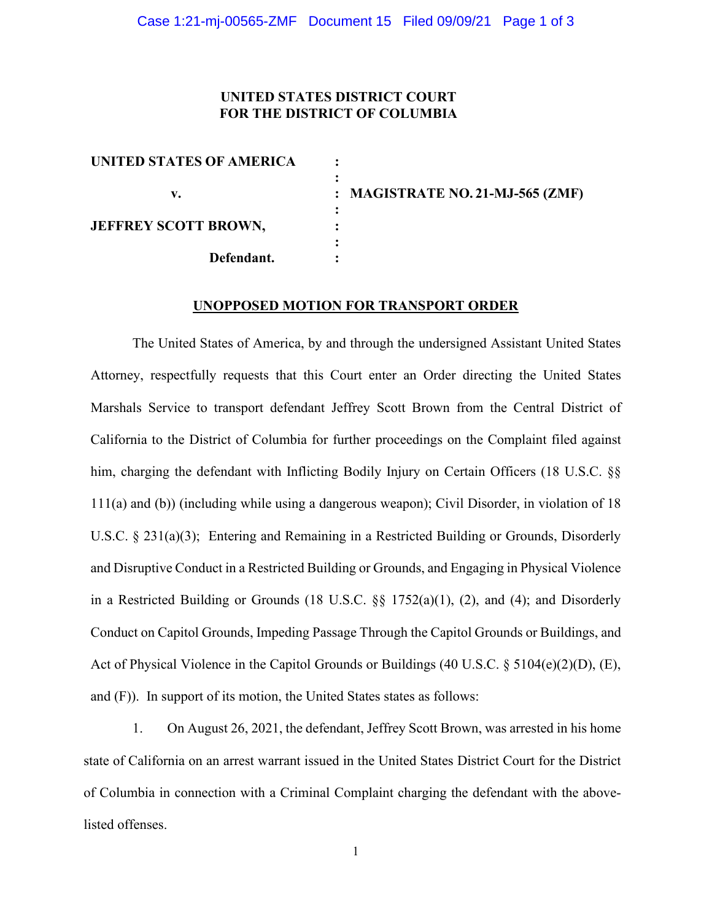**UNITED STATES DISTRICT COURT**
**FOR THE DISTRICT OF COLUMBIA**

| | | |
|---|---|---|
| **UNITED STATES OF AMERICA** | : | |
| | : | |
| **v.** | : | **MAGISTRATE NO. 21-MJ-565 (ZMF)** |
| | : | |
| **JEFFREY SCOTT BROWN,** | : | |
| | : | |
| **Defendant.** | : | |

**UNOPPOSED MOTION FOR TRANSPORT ORDER**

The United States of America, by and through the undersigned Assistant United States Attorney, respectfully requests that this Court enter an Order directing the United States Marshals Service to transport defendant Jeffrey Scott Brown from the Central District of California to the District of Columbia for further proceedings on the Complaint filed against him, charging the defendant with Inflicting Bodily Injury on Certain Officers (18 U.S.C. §§ 111(a) and (b)) (including while using a dangerous weapon); Civil Disorder, in violation of 18 U.S.C. § 231(a)(3); Entering and Remaining in a Restricted Building or Grounds, Disorderly and Disruptive Conduct in a Restricted Building or Grounds, and Engaging in Physical Violence in a Restricted Building or Grounds (18 U.S.C. §§ 1752(a)(1), (2), and (4); and Disorderly Conduct on Capitol Grounds, Impeding Passage Through the Capitol Grounds or Buildings, and Act of Physical Violence in the Capitol Grounds or Buildings (40 U.S.C. § 5104(e)(2)(D), (E), and (F)). In support of its motion, the United States states as follows:

1. On August 26, 2021, the defendant, Jeffrey Scott Brown, was arrested in his home state of California on an arrest warrant issued in the United States District Court for the District of Columbia in connection with a Criminal Complaint charging the defendant with the above-listed offenses.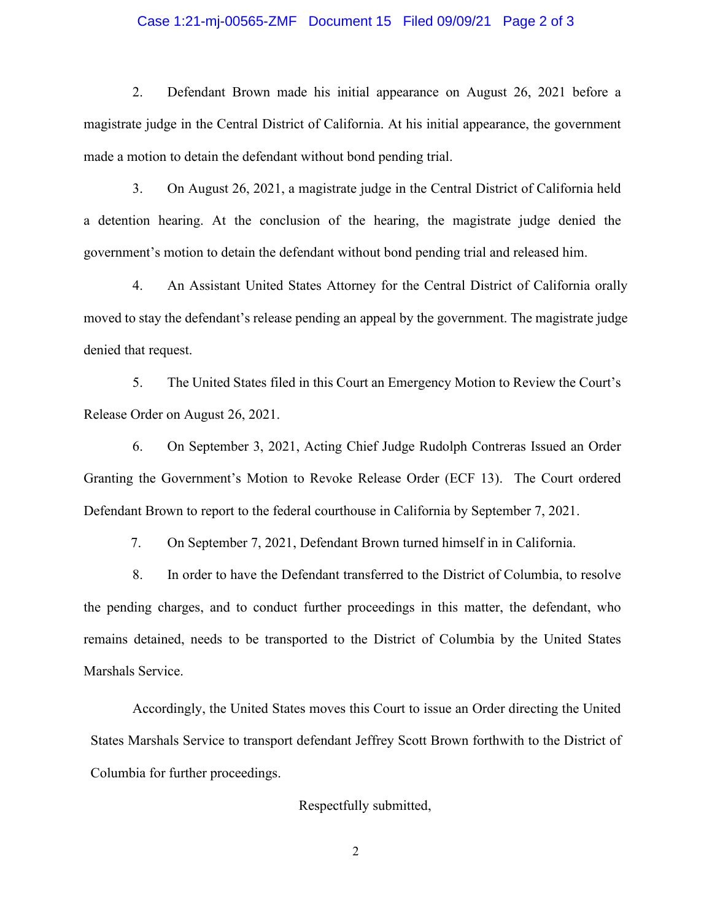2. Defendant Brown made his initial appearance on August 26, 2021 before a magistrate judge in the Central District of California. At his initial appearance, the government made a motion to detain the defendant without bond pending trial.

3. On August 26, 2021, a magistrate judge in the Central District of California held a detention hearing. At the conclusion of the hearing, the magistrate judge denied the government's motion to detain the defendant without bond pending trial and released him.

4. An Assistant United States Attorney for the Central District of California orally moved to stay the defendant's release pending an appeal by the government. The magistrate judge denied that request.

5. The United States filed in this Court an Emergency Motion to Review the Court's Release Order on August 26, 2021.

6. On September 3, 2021, Acting Chief Judge Rudolph Contreras Issued an Order Granting the Government's Motion to Revoke Release Order (ECF 13). The Court ordered Defendant Brown to report to the federal courthouse in California by September 7, 2021.

7. On September 7, 2021, Defendant Brown turned himself in in California.

8. In order to have the Defendant transferred to the District of Columbia, to resolve the pending charges, and to conduct further proceedings in this matter, the defendant, who remains detained, needs to be transported to the District of Columbia by the United States Marshals Service.

Accordingly, the United States moves this Court to issue an Order directing the United States Marshals Service to transport defendant Jeffrey Scott Brown forthwith to the District of Columbia for further proceedings.

Respectfully submitted,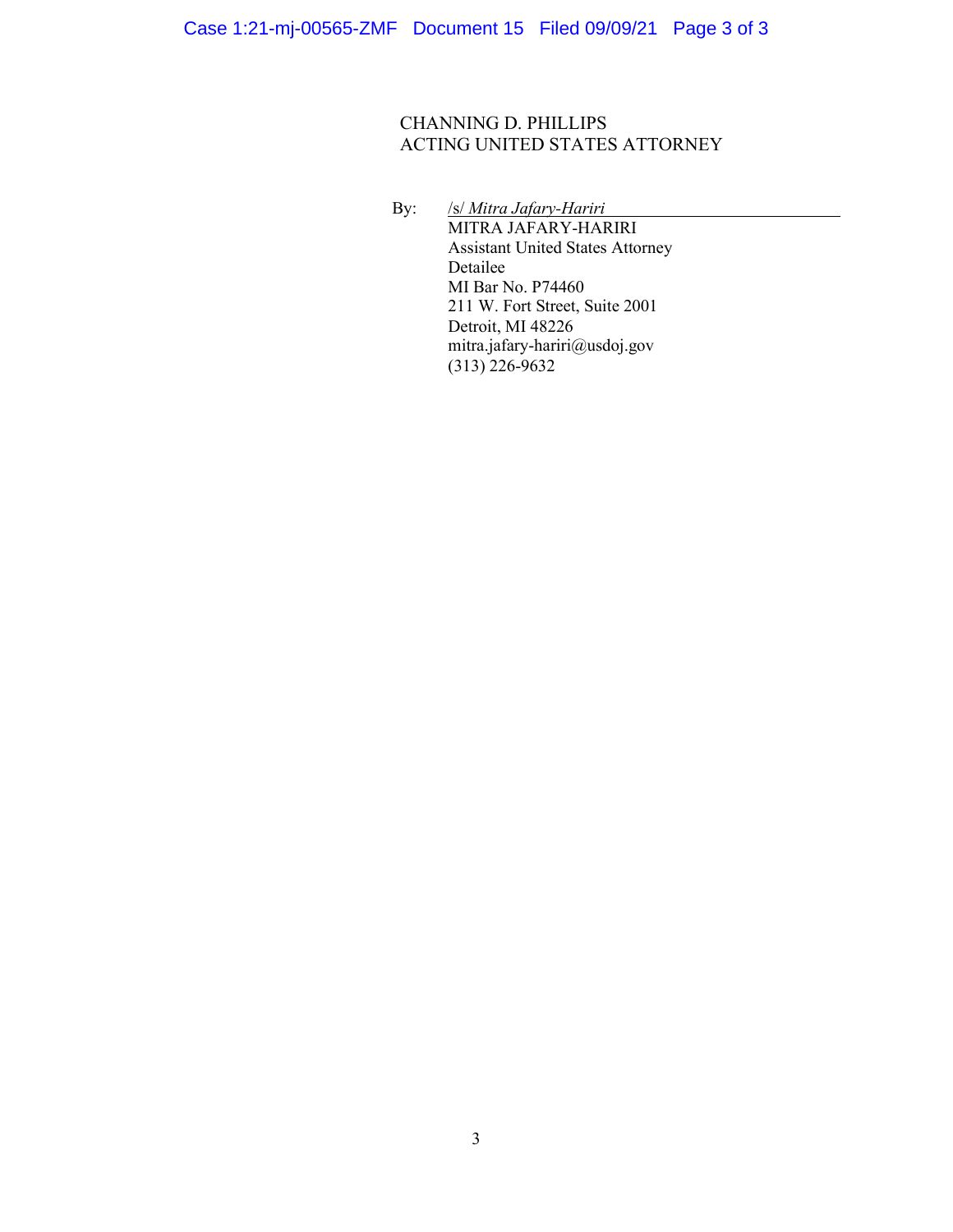CHANNING D. PHILLIPS
ACTING UNITED STATES ATTORNEY

By: /s/ *Mitra Jafary-Hariri*
MITRA JAFARY-HARIRI
Assistant United States Attorney
Detailee
MI Bar No. P74460
211 W. Fort Street, Suite 2001
Detroit, MI 48226
mitra.jafary-hariri@usdoj.gov
(313) 226-9632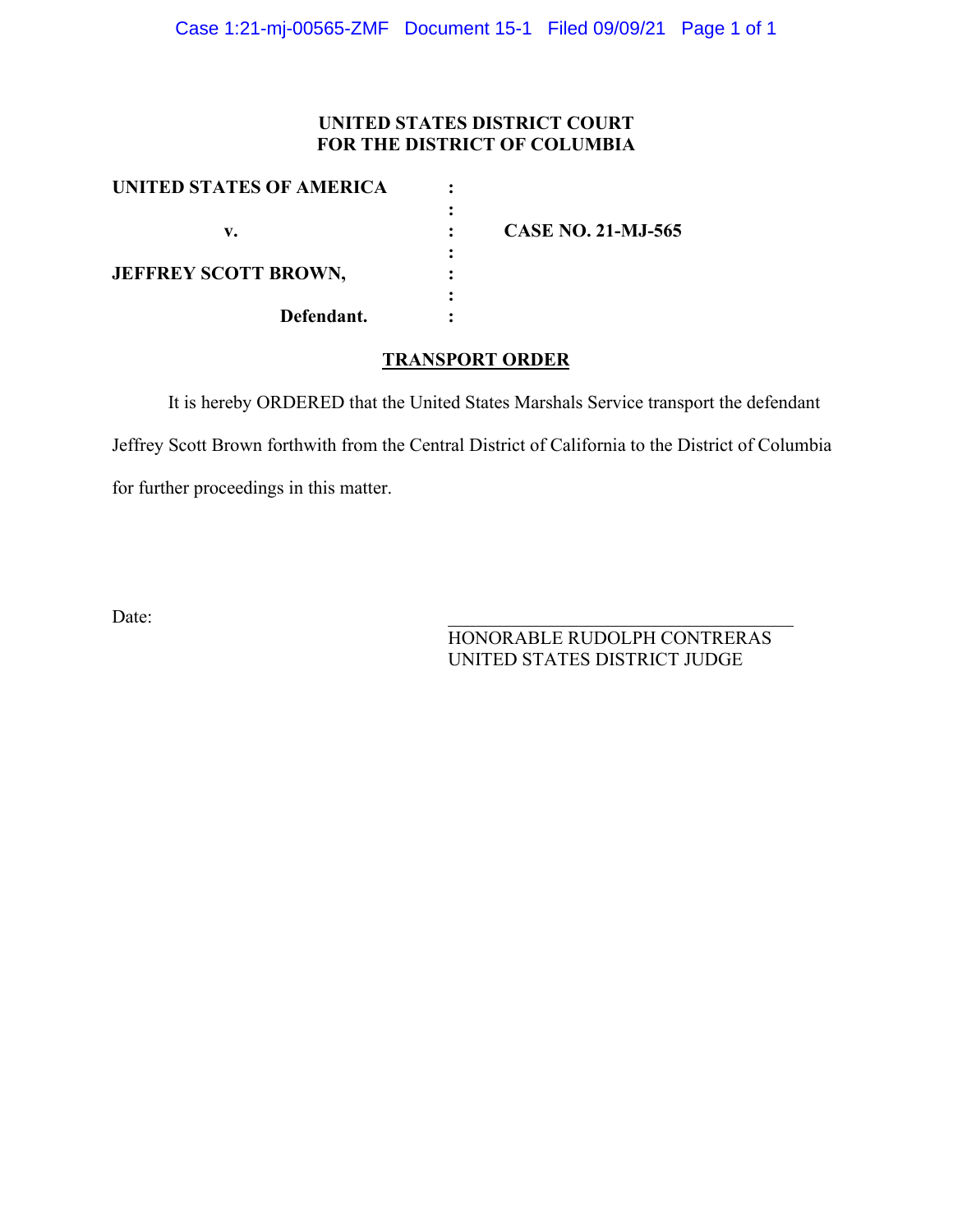**UNITED STATES DISTRICT COURT**
**FOR THE DISTRICT OF COLUMBIA**

| | | |
|---|---|---|
| **UNITED STATES OF AMERICA** | : | |
| | : | |
| **v.** | : | **CASE NO. 21-MJ-565** |
| | : | |
| **JEFFREY SCOTT BROWN,** | : | |
| | : | |
| **Defendant.** | : | |

## TRANSPORT ORDER

It is hereby ORDERED that the United States Marshals Service transport the defendant Jeffrey Scott Brown forthwith from the Central District of California to the District of Columbia for further proceedings in this matter.

Date:

\_\_\_\_\_\_\_\_\_\_\_\_\_\_\_\_\_\_\_\_\_\_\_\_\_\_\_\_\_\_\_\_\_\_\_\_
HONORABLE RUDOLPH CONTRERAS
UNITED STATES DISTRICT JUDGE